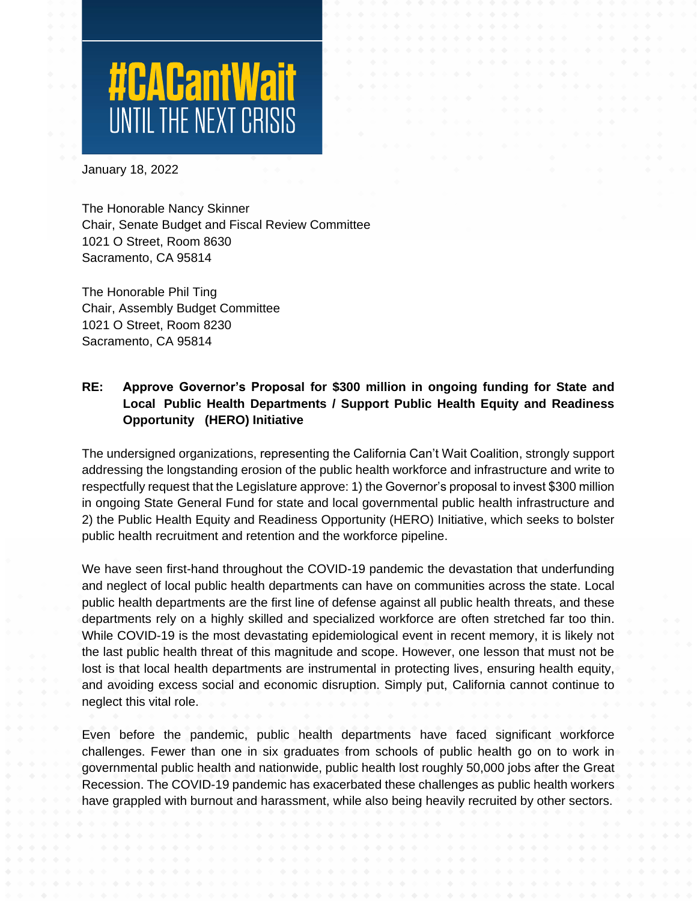# #CACantWait
## UNTIL THE NEXT CRISIS

January 18, 2022

The Honorable Nancy Skinner
Chair, Senate Budget and Fiscal Review Committee
1021 O Street, Room 8630
Sacramento, CA 95814

The Honorable Phil Ting
Chair, Assembly Budget Committee
1021 O Street, Room 8230
Sacramento, CA 95814

**RE: Approve Governor's Proposal for $300 million in ongoing funding for State and Local Public Health Departments / Support Public Health Equity and Readiness Opportunity (HERO) Initiative**

The undersigned organizations, representing the California Can't Wait Coalition, strongly support addressing the longstanding erosion of the public health workforce and infrastructure and write to respectfully request that the Legislature approve: 1) the Governor's proposal to invest $300 million in ongoing State General Fund for state and local governmental public health infrastructure and 2) the Public Health Equity and Readiness Opportunity (HERO) Initiative, which seeks to bolster public health recruitment and retention and the workforce pipeline.

We have seen first-hand throughout the COVID-19 pandemic the devastation that underfunding and neglect of local public health departments can have on communities across the state. Local public health departments are the first line of defense against all public health threats, and these departments rely on a highly skilled and specialized workforce are often stretched far too thin. While COVID-19 is the most devastating epidemiological event in recent memory, it is likely not the last public health threat of this magnitude and scope. However, one lesson that must not be lost is that local health departments are instrumental in protecting lives, ensuring health equity, and avoiding excess social and economic disruption. Simply put, California cannot continue to neglect this vital role.

Even before the pandemic, public health departments have faced significant workforce challenges. Fewer than one in six graduates from schools of public health go on to work in governmental public health and nationwide, public health lost roughly 50,000 jobs after the Great Recession. The COVID-19 pandemic has exacerbated these challenges as public health workers have grappled with burnout and harassment, while also being heavily recruited by other sectors.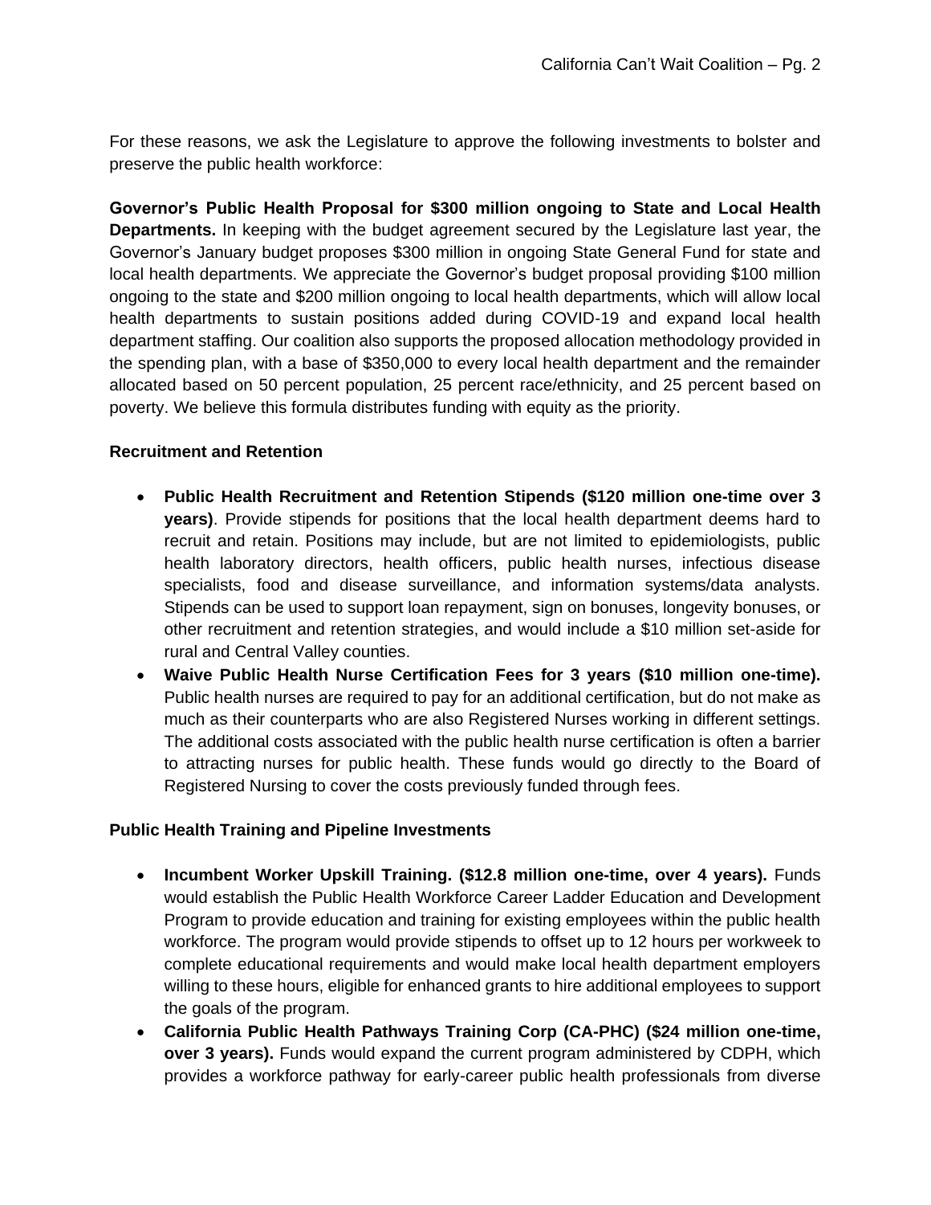For these reasons, we ask the Legislature to approve the following investments to bolster and preserve the public health workforce:

**Governor's Public Health Proposal for $300 million ongoing to State and Local Health Departments.** In keeping with the budget agreement secured by the Legislature last year, the Governor's January budget proposes $300 million in ongoing State General Fund for state and local health departments. We appreciate the Governor's budget proposal providing $100 million ongoing to the state and $200 million ongoing to local health departments, which will allow local health departments to sustain positions added during COVID-19 and expand local health department staffing. Our coalition also supports the proposed allocation methodology provided in the spending plan, with a base of $350,000 to every local health department and the remainder allocated based on 50 percent population, 25 percent race/ethnicity, and 25 percent based on poverty. We believe this formula distributes funding with equity as the priority.

**Recruitment and Retention**

- **Public Health Recruitment and Retention Stipends ($120 million one-time over 3 years)**. Provide stipends for positions that the local health department deems hard to recruit and retain. Positions may include, but are not limited to epidemiologists, public health laboratory directors, health officers, public health nurses, infectious disease specialists, food and disease surveillance, and information systems/data analysts. Stipends can be used to support loan repayment, sign on bonuses, longevity bonuses, or other recruitment and retention strategies, and would include a $10 million set-aside for rural and Central Valley counties.
- **Waive Public Health Nurse Certification Fees for 3 years ($10 million one-time).** Public health nurses are required to pay for an additional certification, but do not make as much as their counterparts who are also Registered Nurses working in different settings. The additional costs associated with the public health nurse certification is often a barrier to attracting nurses for public health. These funds would go directly to the Board of Registered Nursing to cover the costs previously funded through fees.

**Public Health Training and Pipeline Investments**

- **Incumbent Worker Upskill Training. ($12.8 million one-time, over 4 years).** Funds would establish the Public Health Workforce Career Ladder Education and Development Program to provide education and training for existing employees within the public health workforce. The program would provide stipends to offset up to 12 hours per workweek to complete educational requirements and would make local health department employers willing to these hours, eligible for enhanced grants to hire additional employees to support the goals of the program.
- **California Public Health Pathways Training Corp (CA-PHC) ($24 million one-time, over 3 years).** Funds would expand the current program administered by CDPH, which provides a workforce pathway for early-career public health professionals from diverse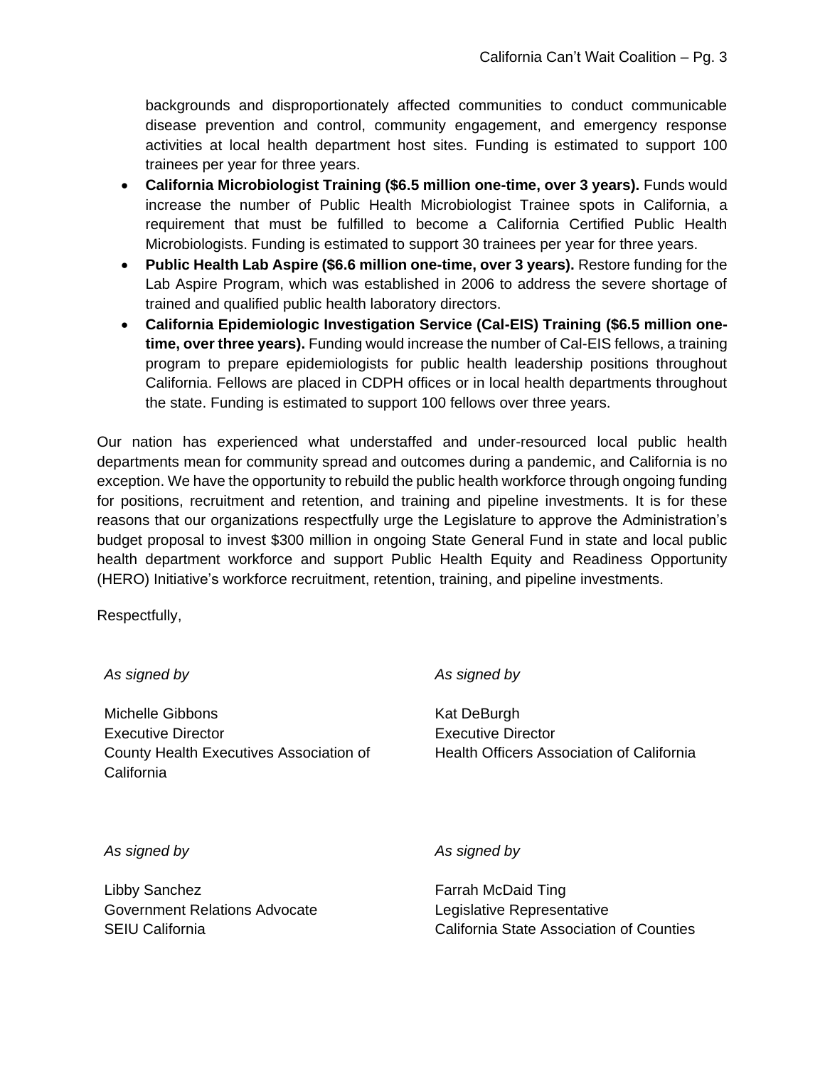backgrounds and disproportionately affected communities to conduct communicable disease prevention and control, community engagement, and emergency response activities at local health department host sites. Funding is estimated to support 100 trainees per year for three years.

- **California Microbiologist Training ($6.5 million one-time, over 3 years).** Funds would increase the number of Public Health Microbiologist Trainee spots in California, a requirement that must be fulfilled to become a California Certified Public Health Microbiologists. Funding is estimated to support 30 trainees per year for three years.
- **Public Health Lab Aspire ($6.6 million one-time, over 3 years).** Restore funding for the Lab Aspire Program, which was established in 2006 to address the severe shortage of trained and qualified public health laboratory directors.
- **California Epidemiologic Investigation Service (Cal-EIS) Training ($6.5 million one-time, over three years).** Funding would increase the number of Cal-EIS fellows, a training program to prepare epidemiologists for public health leadership positions throughout California. Fellows are placed in CDPH offices or in local health departments throughout the state. Funding is estimated to support 100 fellows over three years.

Our nation has experienced what understaffed and under-resourced local public health departments mean for community spread and outcomes during a pandemic, and California is no exception. We have the opportunity to rebuild the public health workforce through ongoing funding for positions, recruitment and retention, and training and pipeline investments. It is for these reasons that our organizations respectfully urge the Legislature to approve the Administration's budget proposal to invest $300 million in ongoing State General Fund in state and local public health department workforce and support Public Health Equity and Readiness Opportunity (HERO) Initiative's workforce recruitment, retention, training, and pipeline investments.

Respectfully,

*As signed by*

Michelle Gibbons
Executive Director
County Health Executives Association of California

*As signed by*

Kat DeBurgh
Executive Director
Health Officers Association of California

*As signed by*

Libby Sanchez
Government Relations Advocate
SEIU California

*As signed by*

Farrah McDaid Ting
Legislative Representative
California State Association of Counties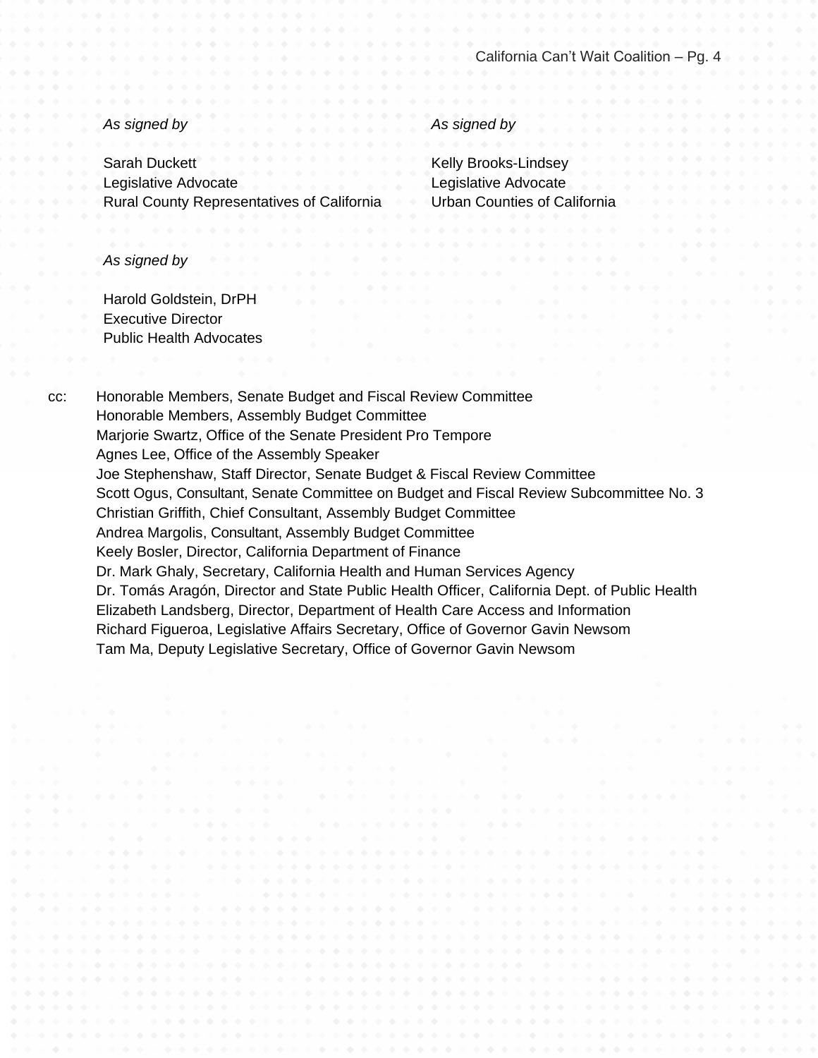*As signed by*

Sarah Duckett
Legislative Advocate
Rural County Representatives of California

*As signed by*

Kelly Brooks-Lindsey
Legislative Advocate
Urban Counties of California

*As signed by*

Harold Goldstein, DrPH
Executive Director
Public Health Advocates

cc: Honorable Members, Senate Budget and Fiscal Review Committee
Honorable Members, Assembly Budget Committee
Marjorie Swartz, Office of the Senate President Pro Tempore
Agnes Lee, Office of the Assembly Speaker
Joe Stephenshaw, Staff Director, Senate Budget & Fiscal Review Committee
Scott Ogus, Consultant, Senate Committee on Budget and Fiscal Review Subcommittee No. 3
Christian Griffith, Chief Consultant, Assembly Budget Committee
Andrea Margolis, Consultant, Assembly Budget Committee
Keely Bosler, Director, California Department of Finance
Dr. Mark Ghaly, Secretary, California Health and Human Services Agency
Dr. Tomás Aragón, Director and State Public Health Officer, California Dept. of Public Health
Elizabeth Landsberg, Director, Department of Health Care Access and Information
Richard Figueroa, Legislative Affairs Secretary, Office of Governor Gavin Newsom
Tam Ma, Deputy Legislative Secretary, Office of Governor Gavin Newsom